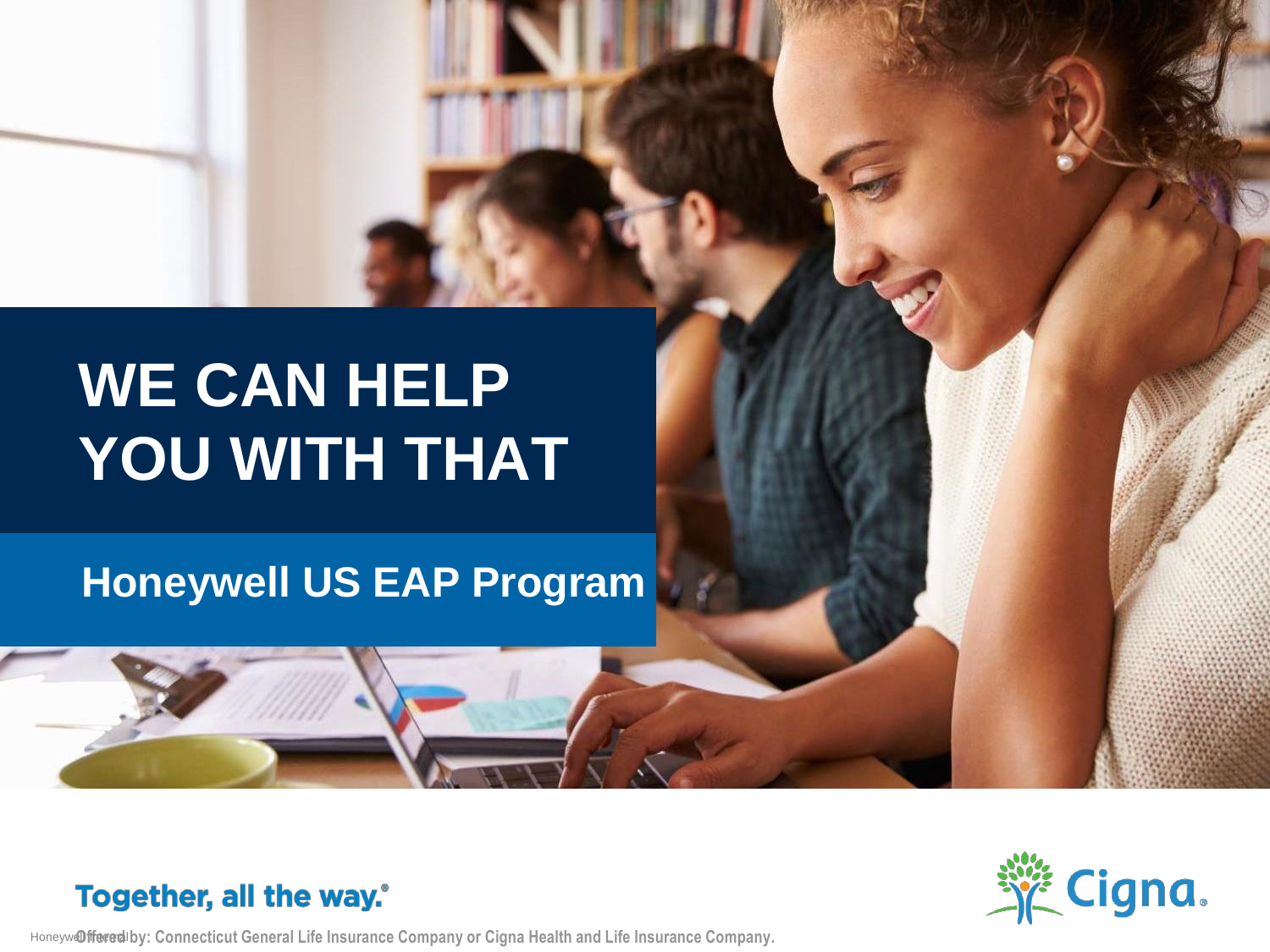# WE CAN HELP YOU WITH THAT

## Honeywell US EAP Program

**Together, all the way.®**

Cigna.

Offered by: Connecticut General Life Insurance Company or Cigna Health and Life Insurance Company.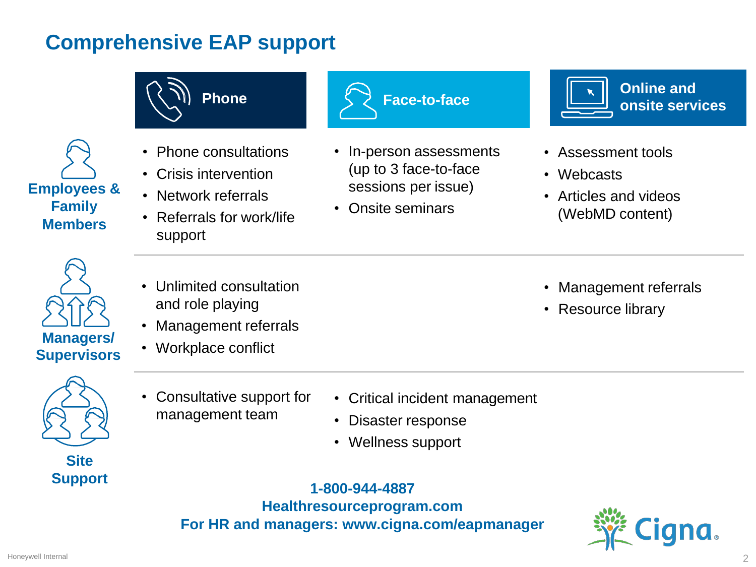# Comprehensive EAP support

| | Phone | Face-to-face | Online and onsite services |
|---|---|---|---|
| **Employees & Family Members** | • Phone consultations<br>• Crisis intervention<br>• Network referrals<br>• Referrals for work/life support | • In-person assessments (up to 3 face-to-face sessions per issue)<br>• Onsite seminars | • Assessment tools<br>• Webcasts<br>• Articles and videos (WebMD content) |
| **Managers/ Supervisors** | • Unlimited consultation and role playing<br>• Management referrals<br>• Workplace conflict | | • Management referrals<br>• Resource library |
| **Site Support** | • Consultative support for management team | • Critical incident management<br>• Disaster response<br>• Wellness support | |

**1-800-944-4887**
**Healthresourceprogram.com**
**For HR and managers: www.cigna.com/eapmanager**

Cigna

Honeywell Internal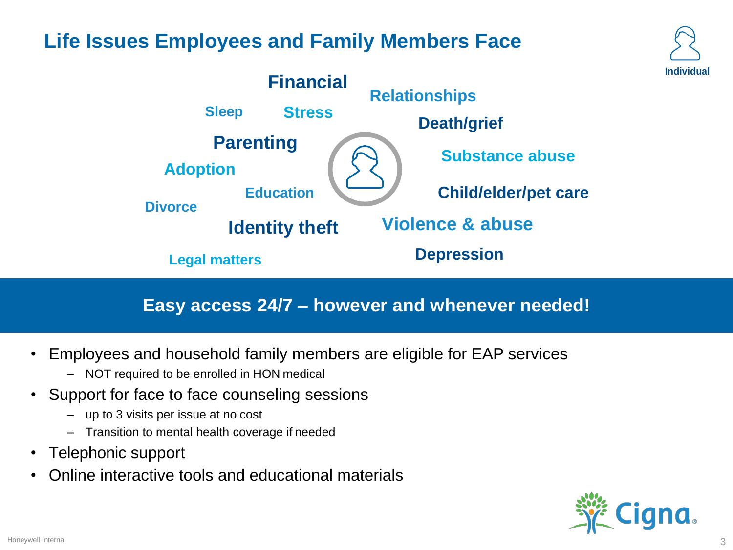# Life Issues Employees and Family Members Face

Individual

Financial

Relationships

Sleep

Stress

Death/grief

Parenting

Substance abuse

Adoption

Education

Child/elder/pet care

Divorce

Identity theft

Violence & abuse

Legal matters

Depression

**Easy access 24/7 – however and whenever needed!**

- Employees and household family members are eligible for EAP services
  - NOT required to be enrolled in HON medical
- Support for face to face counseling sessions
  - up to 3 visits per issue at no cost
  - Transition to mental health coverage if needed
- Telephonic support
- Online interactive tools and educational materials

Cigna.

Honeywell Internal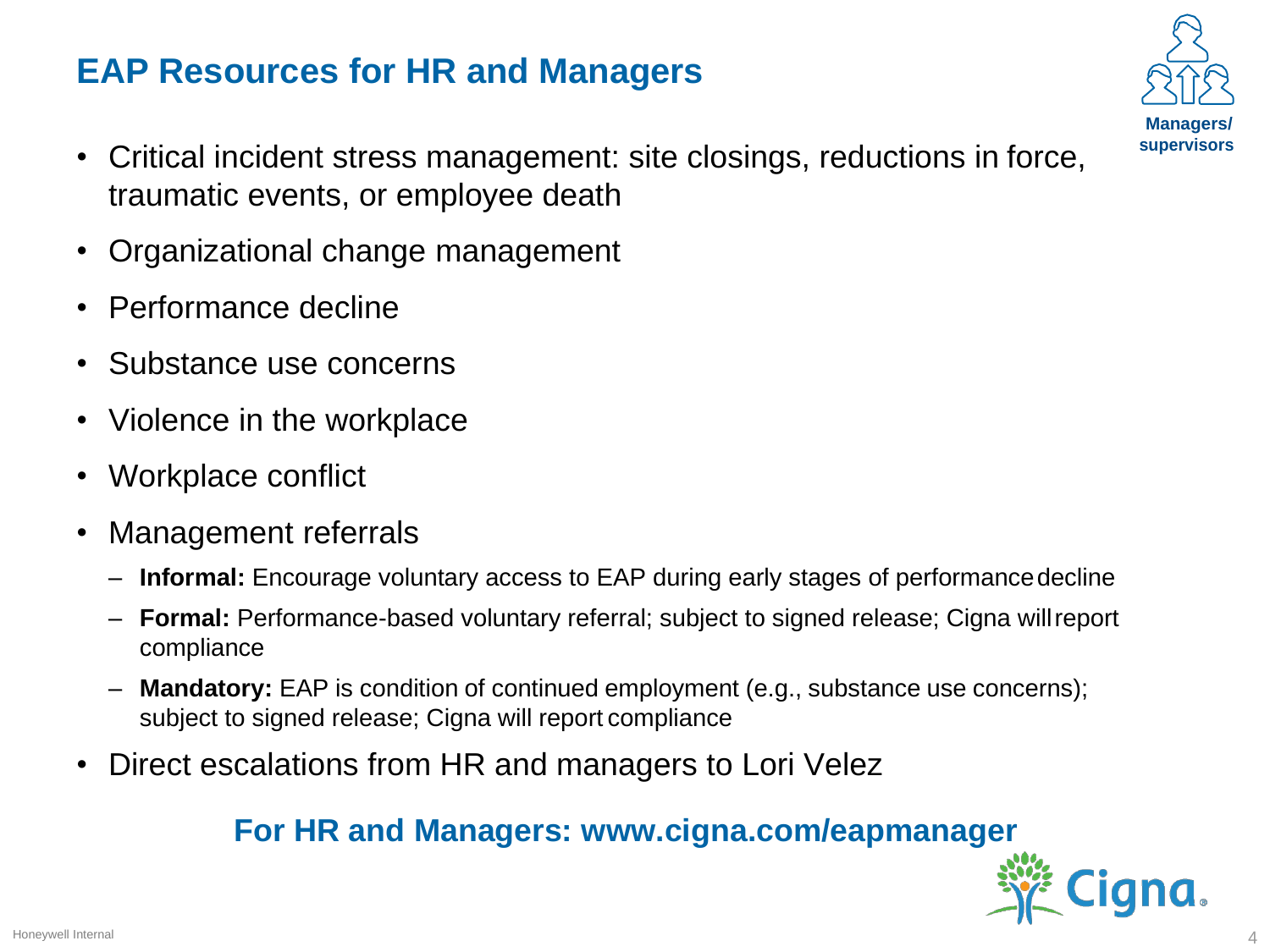# EAP Resources for HR and Managers

Managers/ supervisors

- Critical incident stress management: site closings, reductions in force, traumatic events, or employee death
- Organizational change management
- Performance decline
- Substance use concerns
- Violence in the workplace
- Workplace conflict
- Management referrals
  - **Informal:** Encourage voluntary access to EAP during early stages of performance decline
  - **Formal:** Performance-based voluntary referral; subject to signed release; Cigna will report compliance
  - **Mandatory:** EAP is condition of continued employment (e.g., substance use concerns); subject to signed release; Cigna will report compliance
- Direct escalations from HR and managers to Lori Velez

**For HR and Managers: www.cigna.com/eapmanager**

Cigna.

Honeywell Internal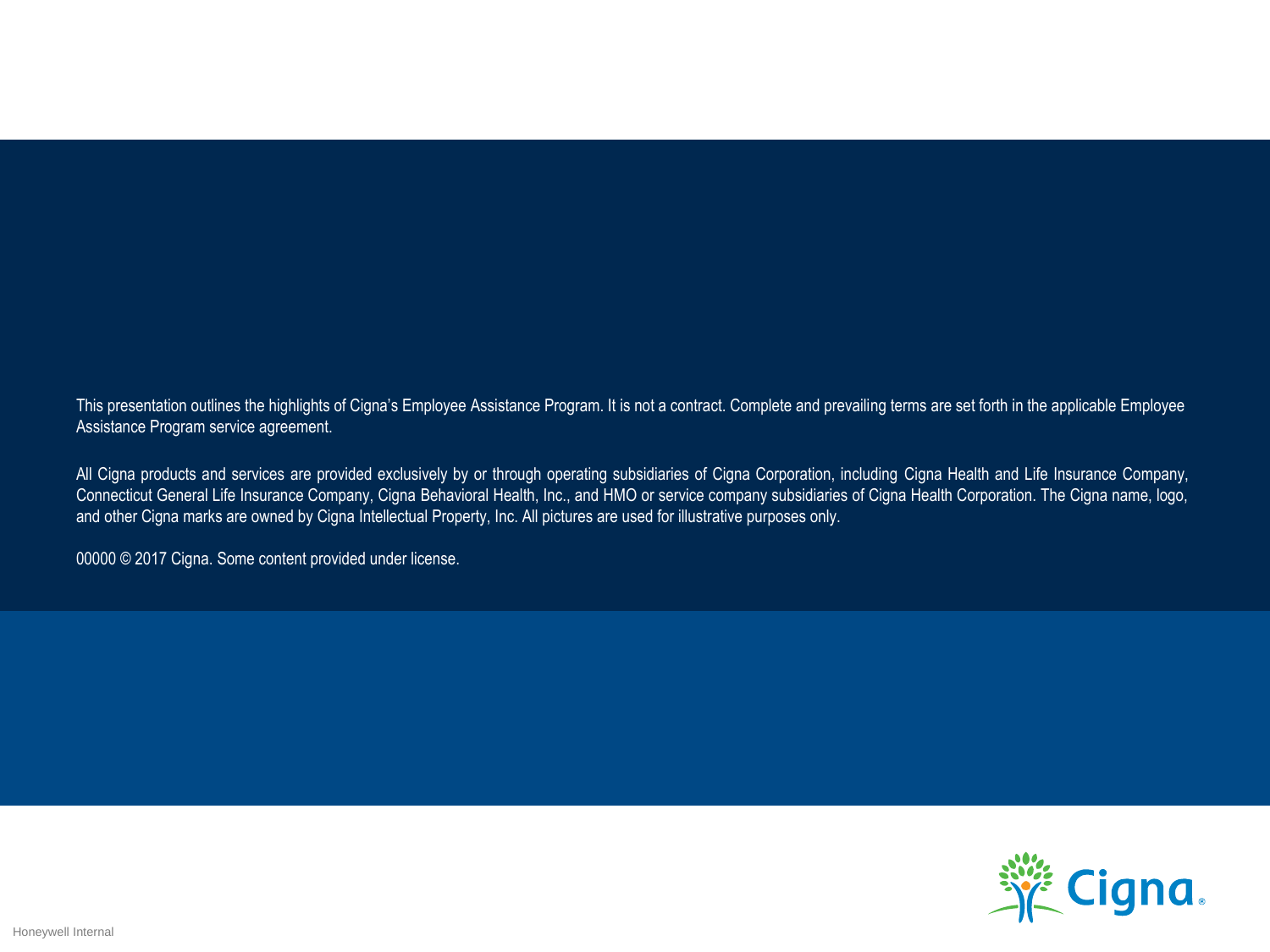This presentation outlines the highlights of Cigna's Employee Assistance Program. It is not a contract. Complete and prevailing terms are set forth in the applicable Employee Assistance Program service agreement.

All Cigna products and services are provided exclusively by or through operating subsidiaries of Cigna Corporation, including Cigna Health and Life Insurance Company, Connecticut General Life Insurance Company, Cigna Behavioral Health, Inc., and HMO or service company subsidiaries of Cigna Health Corporation. The Cigna name, logo, and other Cigna marks are owned by Cigna Intellectual Property, Inc. All pictures are used for illustrative purposes only.

00000 © 2017 Cigna. Some content provided under license.

Cigna®

Honeywell Internal